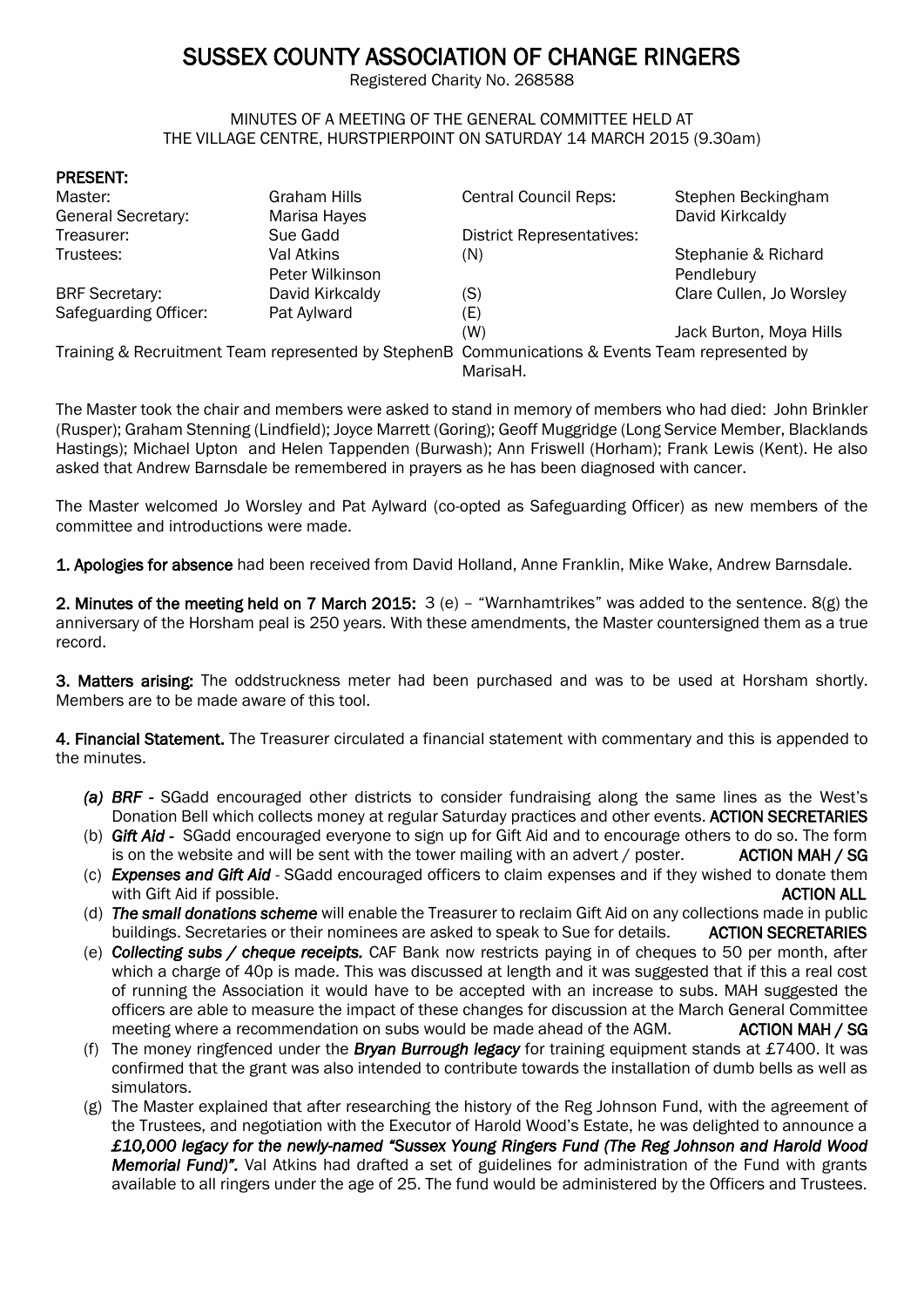# SUSSEX COUNTY ASSOCIATION OF CHANGE RINGERS

Registered Charity No. 268588

MINUTES OF A MEETING OF THE GENERAL COMMITTEE HELD AT THE VILLAGE CENTRE, HURSTPIERPOINT ON SATURDAY 14 MARCH 2015 (9.30am)

**PRESENT:**

| | | | |
|---|---|---|---|
| Master: | Graham Hills | Central Council Reps: | Stephen Beckingham |
| General Secretary: | Marisa Hayes | | David Kirkcaldy |
| Treasurer: | Sue Gadd | District Representatives: | |
| Trustees: | Val Atkins | (N) | Stephanie & Richard |
| | Peter Wilkinson | | Pendlebury |
| BRF Secretary: | David Kirkcaldy | (S) | Clare Cullen, Jo Worsley |
| Safeguarding Officer: | Pat Aylward | (E) | |
| | | (W) | Jack Burton, Moya Hills |

Training & Recruitment Team represented by StephenB Communications & Events Team represented by MarisaH.

The Master took the chair and members were asked to stand in memory of members who had died: John Brinkler (Rusper); Graham Stenning (Lindfield); Joyce Marrett (Goring); Geoff Muggridge (Long Service Member, Blacklands Hastings); Michael Upton and Helen Tappenden (Burwash); Ann Friswell (Horham); Frank Lewis (Kent). He also asked that Andrew Barnsdale be remembered in prayers as he has been diagnosed with cancer.

The Master welcomed Jo Worsley and Pat Aylward (co-opted as Safeguarding Officer) as new members of the committee and introductions were made.

**1. Apologies for absence** had been received from David Holland, Anne Franklin, Mike Wake, Andrew Barnsdale.

**2. Minutes of the meeting held on 7 March 2015:** 3 (e) – "Warnhamtrikes" was added to the sentence. 8(g) the anniversary of the Horsham peal is 250 years. With these amendments, the Master countersigned them as a true record.

**3. Matters arising:** The oddstruckness meter had been purchased and was to be used at Horsham shortly. Members are to be made aware of this tool.

**4. Financial Statement.** The Treasurer circulated a financial statement with commentary and this is appended to the minutes.

- ***(a) BRF*** - SGadd encouraged other districts to consider fundraising along the same lines as the West's Donation Bell which collects money at regular Saturday practices and other events. **ACTION SECRETARIES**
- (b) ***Gift Aid*** - SGadd encouraged everyone to sign up for Gift Aid and to encourage others to do so. The form is on the website and will be sent with the tower mailing with an advert / poster. **ACTION MAH / SG**
- (c) ***Expenses and Gift Aid*** - SGadd encouraged officers to claim expenses and if they wished to donate them with Gift Aid if possible. **ACTION ALL**
- (d) ***The small donations scheme*** will enable the Treasurer to reclaim Gift Aid on any collections made in public buildings. Secretaries or their nominees are asked to speak to Sue for details. **ACTION SECRETARIES**
- (e) ***Collecting subs / cheque receipts.*** CAF Bank now restricts paying in of cheques to 50 per month, after which a charge of 40p is made. This was discussed at length and it was suggested that if this a real cost of running the Association it would have to be accepted with an increase to subs. MAH suggested the officers are able to measure the impact of these changes for discussion at the March General Committee meeting where a recommendation on subs would be made ahead of the AGM. **ACTION MAH / SG**
- (f) The money ringfenced under the ***Bryan Burrough legacy*** for training equipment stands at £7400. It was confirmed that the grant was also intended to contribute towards the installation of dumb bells as well as simulators.
- (g) The Master explained that after researching the history of the Reg Johnson Fund, with the agreement of the Trustees, and negotiation with the Executor of Harold Wood's Estate, he was delighted to announce a ***£10,000 legacy for the newly-named "Sussex Young Ringers Fund (The Reg Johnson and Harold Wood Memorial Fund)".*** Val Atkins had drafted a set of guidelines for administration of the Fund with grants available to all ringers under the age of 25. The fund would be administered by the Officers and Trustees.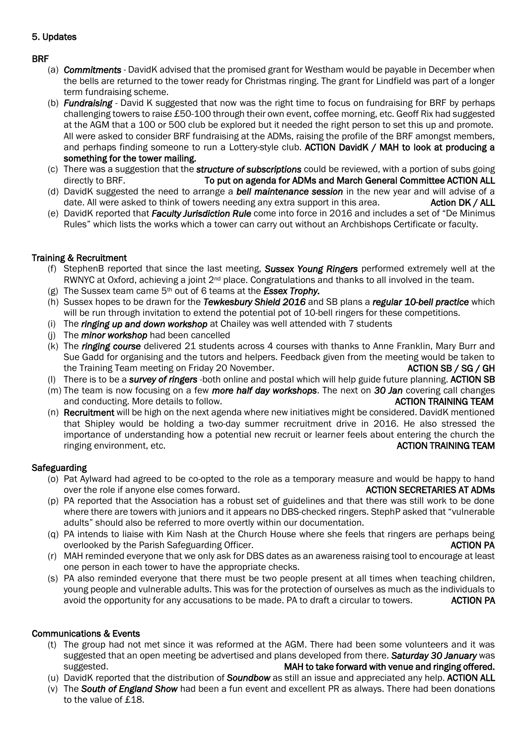### 5. Updates

**BRF**

(a) ***Commitments*** - DavidK advised that the promised grant for Westham would be payable in December when the bells are returned to the tower ready for Christmas ringing. The grant for Lindfield was part of a longer term fundraising scheme.

(b) ***Fundraising*** - David K suggested that now was the right time to focus on fundraising for BRF by perhaps challenging towers to raise £50-100 through their own event, coffee morning, etc. Geoff Rix had suggested at the AGM that a 100 or 500 club be explored but it needed the right person to set this up and promote. All were asked to consider BRF fundraising at the ADMs, raising the profile of the BRF amongst members, and perhaps finding someone to run a Lottery-style club. **ACTION DavidK / MAH to look at producing a something for the tower mailing.**

(c) There was a suggestion that the ***structure of subscriptions*** could be reviewed, with a portion of subs going directly to BRF. **To put on agenda for ADMs and March General Committee ACTION ALL**

(d) DavidK suggested the need to arrange a ***bell maintenance session*** in the new year and will advise of a date. All were asked to think of towers needing any extra support in this area. **Action DK / ALL**

(e) DavidK reported that ***Faculty Jurisdiction Rule*** come into force in 2016 and includes a set of "De Minimus Rules" which lists the works which a tower can carry out without an Archbishops Certificate or faculty.

**Training & Recruitment**

(f) StephenB reported that since the last meeting, ***Sussex Young Ringers*** performed extremely well at the RWNYC at Oxford, achieving a joint 2nd place. Congratulations and thanks to all involved in the team.

(g) The Sussex team came 5th out of 6 teams at the ***Essex Trophy.***

(h) Sussex hopes to be drawn for the ***Tewkesbury Shield 2016*** and SB plans a ***regular 10-bell practice*** which will be run through invitation to extend the potential pot of 10-bell ringers for these competitions.

(i) The ***ringing up and down workshop*** at Chailey was well attended with 7 students

(j) The ***minor workshop*** had been cancelled

(k) The ***ringing course*** delivered 21 students across 4 courses with thanks to Anne Franklin, Mary Burr and Sue Gadd for organising and the tutors and helpers. Feedback given from the meeting would be taken to the Training Team meeting on Friday 20 November. **ACTION SB / SG / GH**

(l) There is to be a ***survey of ringers*** -both online and postal which will help guide future planning. **ACTION SB**

(m) The team is now focusing on a few ***more half day workshops***. The next on ***30 Jan*** covering call changes and conducting. More details to follow. **ACTION TRAINING TEAM**

(n) **Recruitment** will be high on the next agenda where new initiatives might be considered. DavidK mentioned that Shipley would be holding a two-day summer recruitment drive in 2016. He also stressed the importance of understanding how a potential new recruit or learner feels about entering the church the ringing environment, etc. **ACTION TRAINING TEAM**

**Safeguarding**

(o) Pat Aylward had agreed to be co-opted to the role as a temporary measure and would be happy to hand over the role if anyone else comes forward. **ACTION SECRETARIES AT ADMs**

(p) PA reported that the Association has a robust set of guidelines and that there was still work to be done where there are towers with juniors and it appears no DBS-checked ringers. StephP asked that "vulnerable adults" should also be referred to more overtly within our documentation.

(q) PA intends to liaise with Kim Nash at the Church House where she feels that ringers are perhaps being overlooked by the Parish Safeguarding Officer. **ACTION PA**

(r) MAH reminded everyone that we only ask for DBS dates as an awareness raising tool to encourage at least one person in each tower to have the appropriate checks.

(s) PA also reminded everyone that there must be two people present at all times when teaching children, young people and vulnerable adults. This was for the protection of ourselves as much as the individuals to avoid the opportunity for any accusations to be made. PA to draft a circular to towers. **ACTION PA**

**Communications & Events**

(t) The group had not met since it was reformed at the AGM. There had been some volunteers and it was suggested that an open meeting be advertised and plans developed from there. ***Saturday 30 January*** was suggested. **MAH to take forward with venue and ringing offered.**

(u) DavidK reported that the distribution of ***Soundbow*** as still an issue and appreciated any help. **ACTION ALL**

(v) The ***South of England Show*** had been a fun event and excellent PR as always. There had been donations to the value of £18.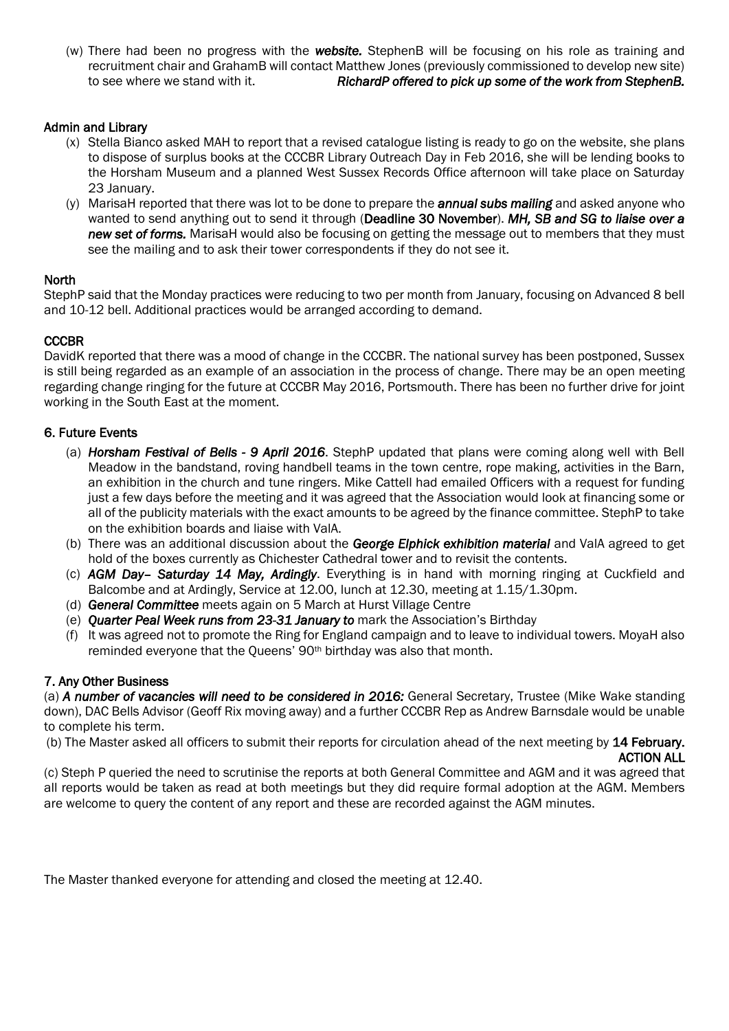(w) There had been no progress with the ***website.*** StephenB will be focusing on his role as training and recruitment chair and GrahamB will contact Matthew Jones (previously commissioned to develop new site) to see where we stand with it. ***RichardP offered to pick up some of the work from StephenB.***

**Admin and Library**

(x) Stella Bianco asked MAH to report that a revised catalogue listing is ready to go on the website, she plans to dispose of surplus books at the CCCBR Library Outreach Day in Feb 2016, she will be lending books to the Horsham Museum and a planned West Sussex Records Office afternoon will take place on Saturday 23 January.

(y) MarisaH reported that there was lot to be done to prepare the ***annual subs mailing*** and asked anyone who wanted to send anything out to send it through (**Deadline 30 November**). ***MH, SB and SG to liaise over a new set of forms.*** MarisaH would also be focusing on getting the message out to members that they must see the mailing and to ask their tower correspondents if they do not see it.

**North**

StephP said that the Monday practices were reducing to two per month from January, focusing on Advanced 8 bell and 10-12 bell. Additional practices would be arranged according to demand.

**CCCBR**

DavidK reported that there was a mood of change in the CCCBR. The national survey has been postponed, Sussex is still being regarded as an example of an association in the process of change. There may be an open meeting regarding change ringing for the future at CCCBR May 2016, Portsmouth. There has been no further drive for joint working in the South East at the moment.

## 6. Future Events

(a) ***Horsham Festival of Bells - 9 April 2016***. StephP updated that plans were coming along well with Bell Meadow in the bandstand, roving handbell teams in the town centre, rope making, activities in the Barn, an exhibition in the church and tune ringers. Mike Cattell had emailed Officers with a request for funding just a few days before the meeting and it was agreed that the Association would look at financing some or all of the publicity materials with the exact amounts to be agreed by the finance committee. StephP to take on the exhibition boards and liaise with ValA.

(b) There was an additional discussion about the ***George Elphick exhibition material*** and ValA agreed to get hold of the boxes currently as Chichester Cathedral tower and to revisit the contents.

(c) ***AGM Day– Saturday 14 May, Ardingly***. Everything is in hand with morning ringing at Cuckfield and Balcombe and at Ardingly, Service at 12.00, lunch at 12.30, meeting at 1.15/1.30pm.

(d) ***General Committee*** meets again on 5 March at Hurst Village Centre

(e) ***Quarter Peal Week runs from 23-31 January to*** mark the Association's Birthday

(f) It was agreed not to promote the Ring for England campaign and to leave to individual towers. MoyaH also reminded everyone that the Queens' 90th birthday was also that month.

## 7. Any Other Business

(a) ***A number of vacancies will need to be considered in 2016:*** General Secretary, Trustee (Mike Wake standing down), DAC Bells Advisor (Geoff Rix moving away) and a further CCCBR Rep as Andrew Barnsdale would be unable to complete his term.

(b) The Master asked all officers to submit their reports for circulation ahead of the next meeting by **14 February.** **ACTION ALL**

(c) Steph P queried the need to scrutinise the reports at both General Committee and AGM and it was agreed that all reports would be taken as read at both meetings but they did require formal adoption at the AGM. Members are welcome to query the content of any report and these are recorded against the AGM minutes.

The Master thanked everyone for attending and closed the meeting at 12.40.